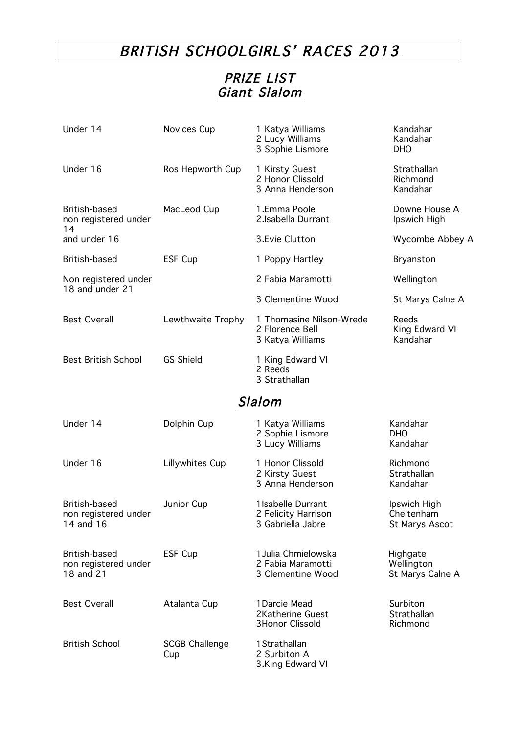# *BRITISH SCHOOLGIRLS' RACES 2013*

## *PRIZE LIST*

## *Giant Slalom*

| Category | Prize | Placings | Club/School |
|---|---|---|---|
| Under 14 | Novices Cup | 1 Katya Williams<br>2 Lucy Williams<br>3 Sophie Lismore | Kandahar<br>Kandahar<br>DHO |
| Under 16 | Ros Hepworth Cup | 1 Kirsty Guest<br>2 Honor Clissold<br>3 Anna Henderson | Strathallan<br>Richmond<br>Kandahar |
| British-based non registered under 14 and under 16 | MacLeod Cup | 1.Emma Poole<br>2.Isabella Durrant<br>3.Evie Clutton | Downe House A<br>Ipswich High<br>Wycombe Abbey A |
| British-based Non registered under 18 and under 21 | ESF Cup | 1 Poppy Hartley<br>2 Fabia Maramotti<br>3 Clementine Wood | Bryanston<br>Wellington<br>St Marys Calne A |
| Best Overall | Lewthwaite Trophy | 1 Thomasine Nilson-Wrede<br>2 Florence Bell<br>3 Katya Williams | Reeds<br>King Edward VI<br>Kandahar |
| Best British School | GS Shield | 1 King Edward VI<br>2 Reeds<br>3 Strathallan | |

## *Slalom*

| Category | Prize | Placings | Club/School |
|---|---|---|---|
| Under 14 | Dolphin Cup | 1 Katya Williams<br>2 Sophie Lismore<br>3 Lucy Williams | Kandahar<br>DHO<br>Kandahar |
| Under 16 | Lillywhites Cup | 1 Honor Clissold<br>2 Kirsty Guest<br>3 Anna Henderson | Richmond<br>Strathallan<br>Kandahar |
| British-based non registered under 14 and 16 | Junior Cup | 1Isabelle Durrant<br>2 Felicity Harrison<br>3 Gabriella Jabre | Ipswich High<br>Cheltenham<br>St Marys Ascot |
| British-based non registered under 18 and 21 | ESF Cup | 1Julia Chmielowska<br>2 Fabia Maramotti<br>3 Clementine Wood | Highgate<br>Wellington<br>St Marys Calne A |
| Best Overall | Atalanta Cup | 1Darcie Mead<br>2Katherine Guest<br>3Honor Clissold | Surbiton<br>Strathallan<br>Richmond |
| British School | SCGB Challenge Cup | 1Strathallan<br>2 Surbiton A<br>3.King Edward VI | |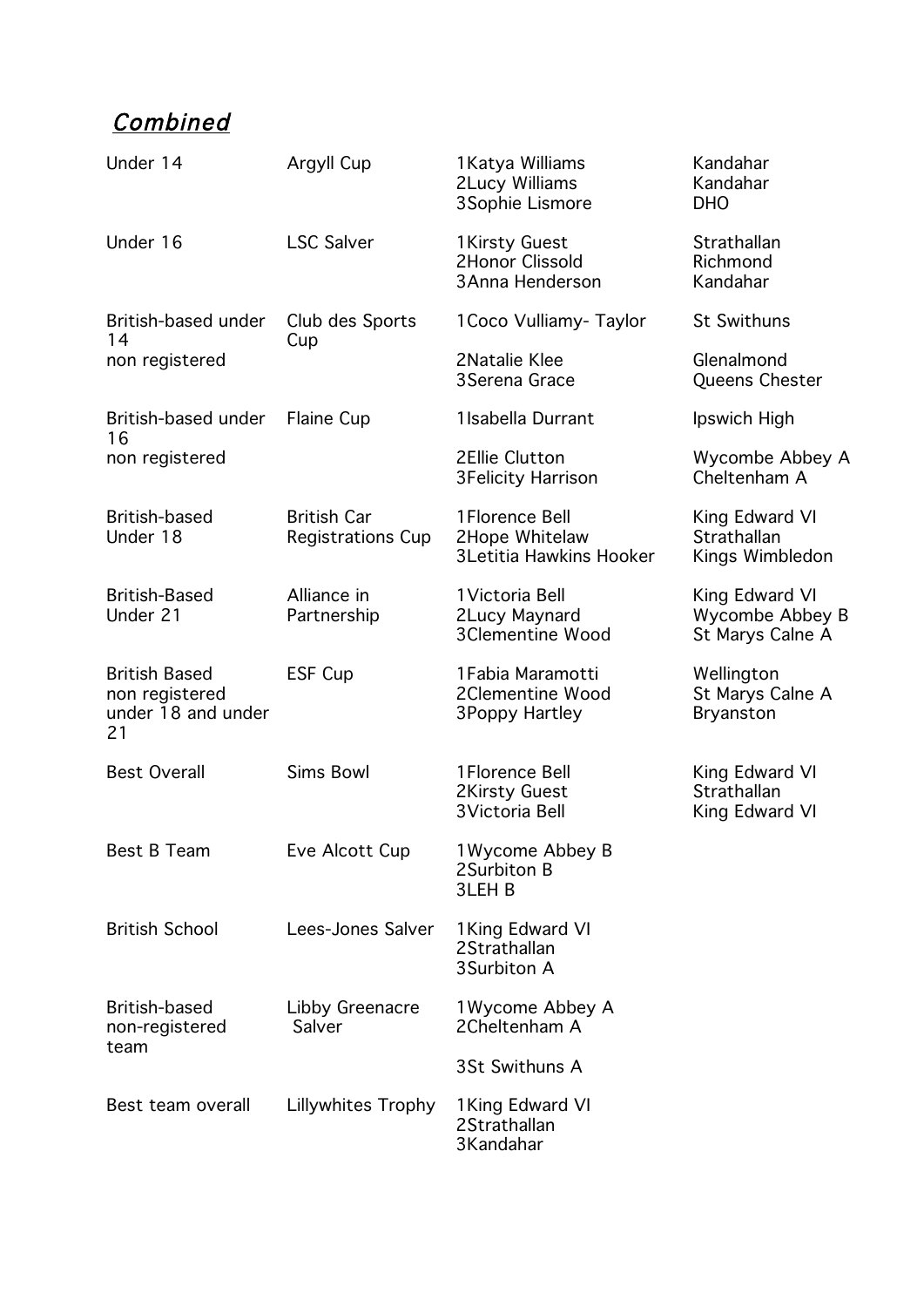## *Combined*

| Category | Trophy | Place / Name | Team |
|---|---|---|---|
| Under 14 | Argyll Cup | 1Katya Williams | Kandahar |
| | | 2Lucy Williams | Kandahar |
| | | 3Sophie Lismore | DHO |
| Under 16 | LSC Salver | 1Kirsty Guest | Strathallan |
| | | 2Honor Clissold | Richmond |
| | | 3Anna Henderson | Kandahar |
| British-based under 14 non registered | Club des Sports Cup | 1Coco Vulliamy- Taylor | St Swithuns |
| | | 2Natalie Klee | Glenalmond |
| | | 3Serena Grace | Queens Chester |
| British-based under 16 non registered | Flaine Cup | 1Isabella Durrant | Ipswich High |
| | | 2Ellie Clutton | Wycombe Abbey A |
| | | 3Felicity Harrison | Cheltenham A |
| British-based Under 18 | British Car Registrations Cup | 1Florence Bell | King Edward VI |
| | | 2Hope Whitelaw | Strathallan |
| | | 3Letitia Hawkins Hooker | Kings Wimbledon |
| British-Based Under 21 | Alliance in Partnership | 1Victoria Bell | King Edward VI |
| | | 2Lucy Maynard | Wycombe Abbey B |
| | | 3Clementine Wood | St Marys Calne A |
| British Based non registered under 18 and under 21 | ESF Cup | 1Fabia Maramotti | Wellington |
| | | 2Clementine Wood | St Marys Calne A |
| | | 3Poppy Hartley | Bryanston |
| Best Overall | Sims Bowl | 1Florence Bell | King Edward VI |
| | | 2Kirsty Guest | Strathallan |
| | | 3Victoria Bell | King Edward VI |
| Best B Team | Eve Alcott Cup | 1Wycome Abbey B | |
| | | 2Surbiton B | |
| | | 3LEH B | |
| British School | Lees-Jones Salver | 1King Edward VI | |
| | | 2Strathallan | |
| | | 3Surbiton A | |
| British-based non-registered team | Libby Greenacre Salver | 1Wycome Abbey A | |
| | | 2Cheltenham A | |
| | | 3St Swithuns A | |
| Best team overall | Lillywhites Trophy | 1King Edward VI | |
| | | 2Strathallan | |
| | | 3Kandahar | |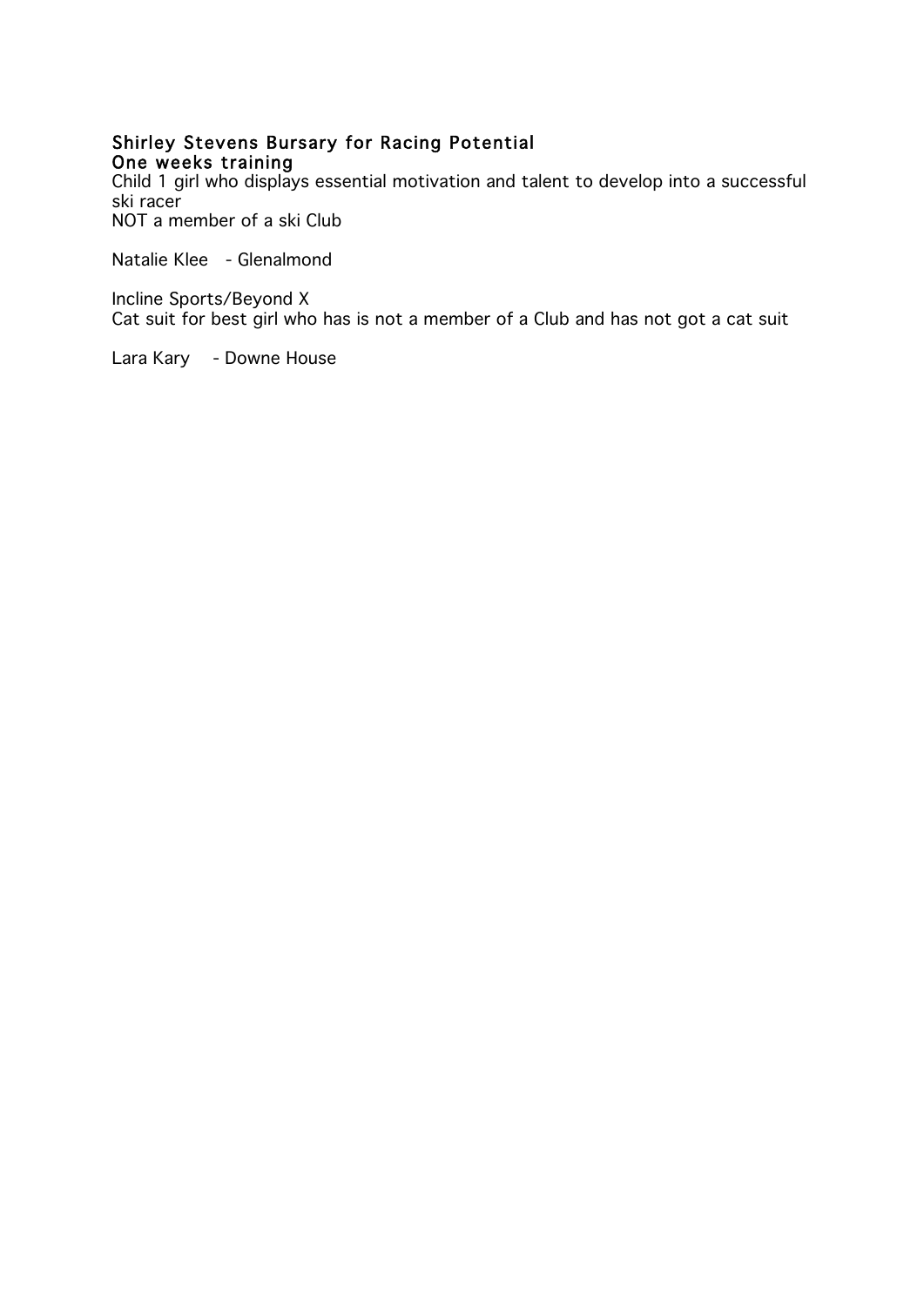**Shirley Stevens Bursary for Racing Potential**
**One weeks training**
Child 1 girl who displays essential motivation and talent to develop into a successful ski racer
NOT a member of a ski Club

Natalie Klee - Glenalmond

Incline Sports/Beyond X
Cat suit for best girl who has is not a member of a Club and has not got a cat suit

Lara Kary - Downe House